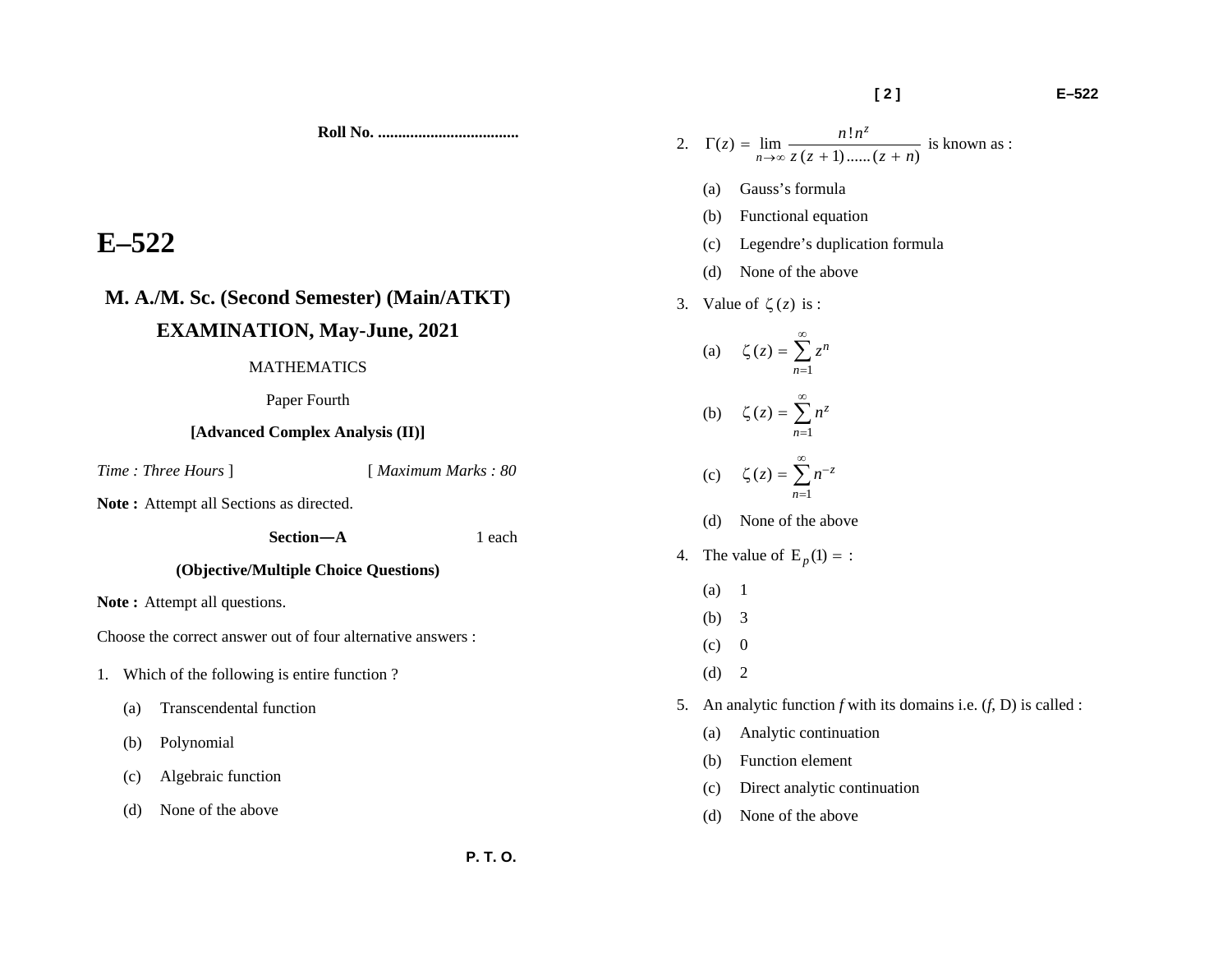Roll No. ...................................

# E–522

## M. A./M. Sc. (Second Semester) (Main/ATKT) EXAMINATION, May-June, 2021

MATHEMATICS

Paper Fourth

**[Advanced Complex Analysis (II)]**

*Time : Three Hours* ] [ *Maximum Marks : 80*

**Note :** Attempt all Sections as directed.

**Section—A** 1 each

**(Objective/Multiple Choice Questions)**

**Note :** Attempt all questions.

Choose the correct answer out of four alternative answers :

1. Which of the following is entire function ?
   - (a) Transcendental function
   - (b) Polynomial
   - (c) Algebraic function
   - (d) None of the above

2. $\Gamma(z) = \lim_{n \to \infty} \dfrac{n! n^z}{z(z+1)......(z+n)}$ is known as :
   - (a) Gauss's formula
   - (b) Functional equation
   - (c) Legendre's duplication formula
   - (d) None of the above

3. Value of $\zeta(z)$ is :
   - (a) $\zeta(z) = \sum_{n=1}^{\infty} z^n$
   - (b) $\zeta(z) = \sum_{n=1}^{\infty} n^z$
   - (c) $\zeta(z) = \sum_{n=1}^{\infty} n^{-z}$
   - (d) None of the above

4. The value of $E_p(1) =$ :
   - (a) 1
   - (b) 3
   - (c) 0
   - (d) 2

5. An analytic function *f* with its domains i.e. (*f*, D) is called :
   - (a) Analytic continuation
   - (b) Function element
   - (c) Direct analytic continuation
   - (d) None of the above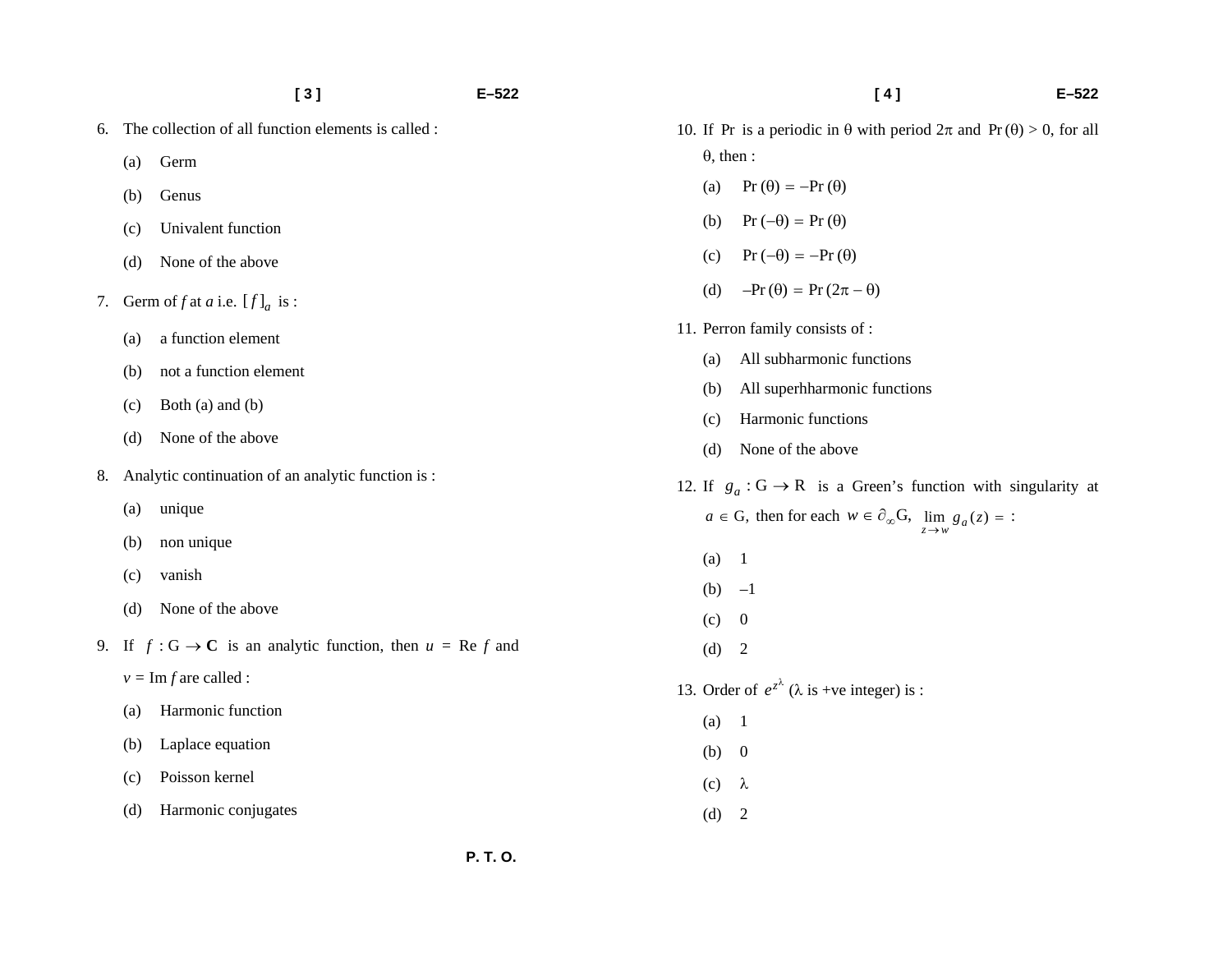6. The collection of all function elements is called :

   (a) Germ

   (b) Genus

   (c) Univalent function

   (d) None of the above

7. Germ of $f$ at $a$ i.e. $[f]_a$ is :

   (a) a function element

   (b) not a function element

   (c) Both (a) and (b)

   (d) None of the above

8. Analytic continuation of an analytic function is :

   (a) unique

   (b) non unique

   (c) vanish

   (d) None of the above

9. If $f : G \to \mathbf{C}$ is an analytic function, then $u = \text{Re } f$ and $v = \text{Im } f$ are called :

   (a) Harmonic function

   (b) Laplace equation

   (c) Poisson kernel

   (d) Harmonic conjugates

10. If Pr is a periodic in $\theta$ with period $2\pi$ and $\Pr(\theta) > 0$, for all $\theta$, then :

    (a) $\Pr(\theta) = -\Pr(\theta)$

    (b) $\Pr(-\theta) = \Pr(\theta)$

    (c) $\Pr(-\theta) = -\Pr(\theta)$

    (d) $-\Pr(\theta) = \Pr(2\pi - \theta)$

11. Perron family consists of :

    (a) All subharmonic functions

    (b) All superhharmonic functions

    (c) Harmonic functions

    (d) None of the above

12. If $g_a : G \to R$ is a Green's function with singularity at $a \in G$, then for each $w \in \partial_\infty G$, $\lim_{z \to w} g_a(z) =$ :

    (a) 1

    (b) –1

    (c) 0

    (d) 2

13. Order of $e^{z^\lambda}$ ($\lambda$ is +ve integer) is :

    (a) 1

    (b) 0

    (c) $\lambda$

    (d) 2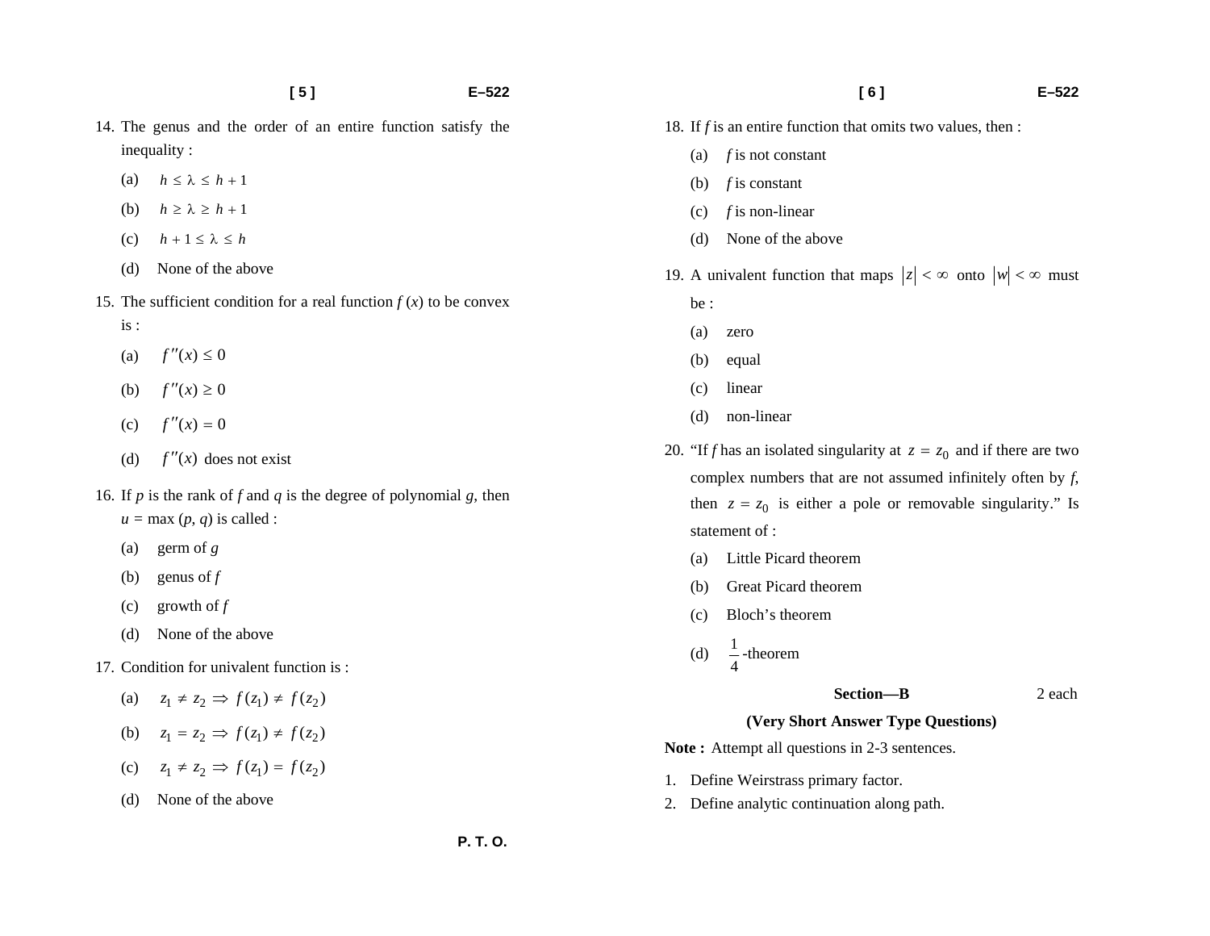14. The genus and the order of an entire function satisfy the inequality :

    (a) $h \leq \lambda \leq h+1$

    (b) $h \geq \lambda \geq h+1$

    (c) $h+1 \leq \lambda \leq h$

    (d) None of the above

15. The sufficient condition for a real function $f(x)$ to be convex is :

    (a) $f''(x) \leq 0$

    (b) $f''(x) \geq 0$

    (c) $f''(x) = 0$

    (d) $f''(x)$ does not exist

16. If $p$ is the rank of $f$ and $q$ is the degree of polynomial $g$, then $u = \max(p, q)$ is called :

    (a) germ of $g$

    (b) genus of $f$

    (c) growth of $f$

    (d) None of the above

17. Condition for univalent function is :

    (a) $z_1 \neq z_2 \Rightarrow f(z_1) \neq f(z_2)$

    (b) $z_1 = z_2 \Rightarrow f(z_1) \neq f(z_2)$

    (c) $z_1 \neq z_2 \Rightarrow f(z_1) = f(z_2)$

    (d) None of the above

18. If $f$ is an entire function that omits two values, then :

    (a) $f$ is not constant

    (b) $f$ is constant

    (c) $f$ is non-linear

    (d) None of the above

19. A univalent function that maps $|z| < \infty$ onto $|w| < \infty$ must be :

    (a) zero

    (b) equal

    (c) linear

    (d) non-linear

20. "If $f$ has an isolated singularity at $z = z_0$ and if there are two complex numbers that are not assumed infinitely often by $f$, then $z = z_0$ is either a pole or removable singularity." Is statement of :

    (a) Little Picard theorem

    (b) Great Picard theorem

    (c) Bloch's theorem

    (d) $\frac{1}{4}$-theorem

## Section—B (2 each)

### (Very Short Answer Type Questions)

**Note :** Attempt all questions in 2-3 sentences.

1. Define Weirstrass primary factor.
2. Define analytic continuation along path.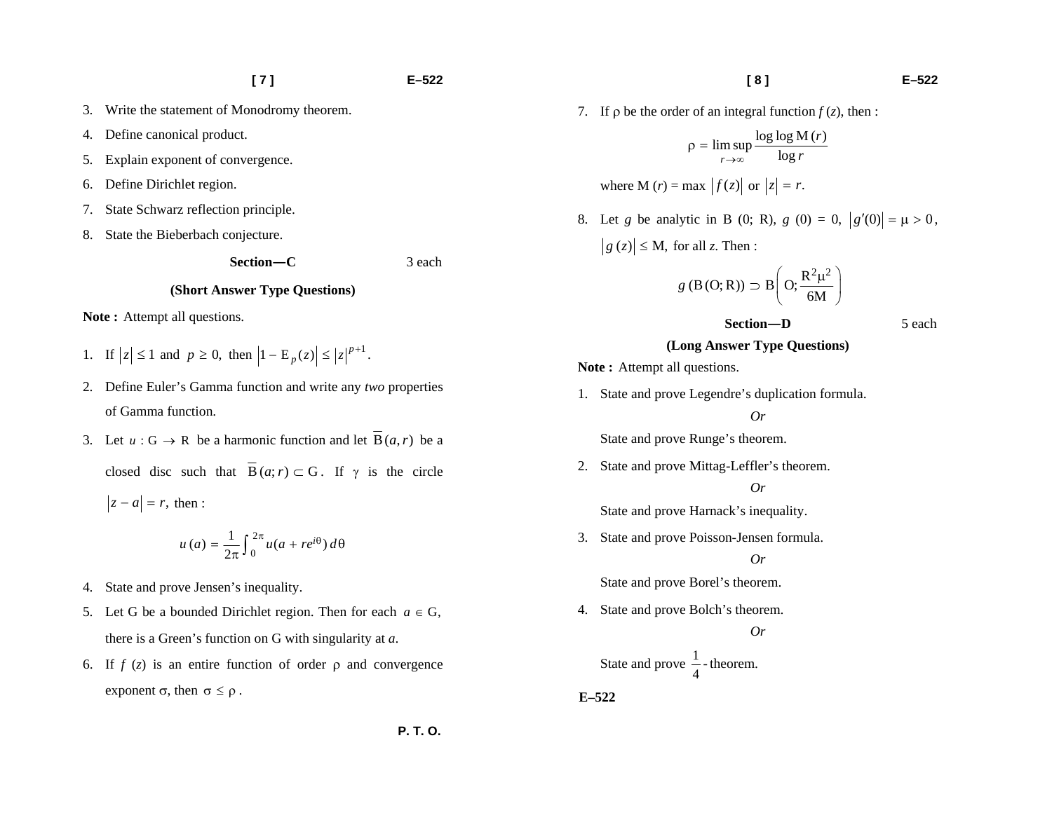3. Write the statement of Monodromy theorem.
4. Define canonical product.
5. Explain exponent of convergence.
6. Define Dirichlet region.
7. State Schwarz reflection principle.
8. State the Bieberbach conjecture.

### Section—C  3 each

**(Short Answer Type Questions)**

**Note :** Attempt all questions.

1. If $|z| \leq 1$ and $p \geq 0$, then $|1 - E_p(z)| \leq |z|^{p+1}$.
2. Define Euler's Gamma function and write any *two* properties of Gamma function.
3. Let $u : G \to R$ be a harmonic function and let $\overline{B}(a, r)$ be a closed disc such that $\overline{B}(a; r) \subset G$. If $\gamma$ is the circle $|z - a| = r$, then :

$$u(a) = \frac{1}{2\pi} \int_0^{2\pi} u(a + re^{i\theta})\, d\theta$$

4. State and prove Jensen's inequality.
5. Let G be a bounded Dirichlet region. Then for each $a \in G$, there is a Green's function on G with singularity at $a$.
6. If $f(z)$ is an entire function of order $\rho$ and convergence exponent $\sigma$, then $\sigma \leq \rho$.
7. If $\rho$ be the order of an integral function $f(z)$, then :

$$\rho = \limsup_{r \to \infty} \frac{\log \log M(r)}{\log r}$$

where $M(r) = \max |f(z)|$ or $|z| = r$.

8. Let $g$ be analytic in B (0; R), $g(0) = 0$, $|g'(0)| = \mu > 0$, $|g(z)| \leq M$, for all $z$. Then :

$$g(B(O; R)) \supset B\left(O; \frac{R^2 \mu^2}{6M}\right)$$

### Section—D  5 each

**(Long Answer Type Questions)**

**Note :** Attempt all questions.

1. State and prove Legendre's duplication formula.

   *Or*

   State and prove Runge's theorem.

2. State and prove Mittag-Leffler's theorem.

   *Or*

   State and prove Harnack's inequality.

3. State and prove Poisson-Jensen formula.

   *Or*

   State and prove Borel's theorem.

4. State and prove Bolch's theorem.

   *Or*

   State and prove $\frac{1}{4}$-theorem.